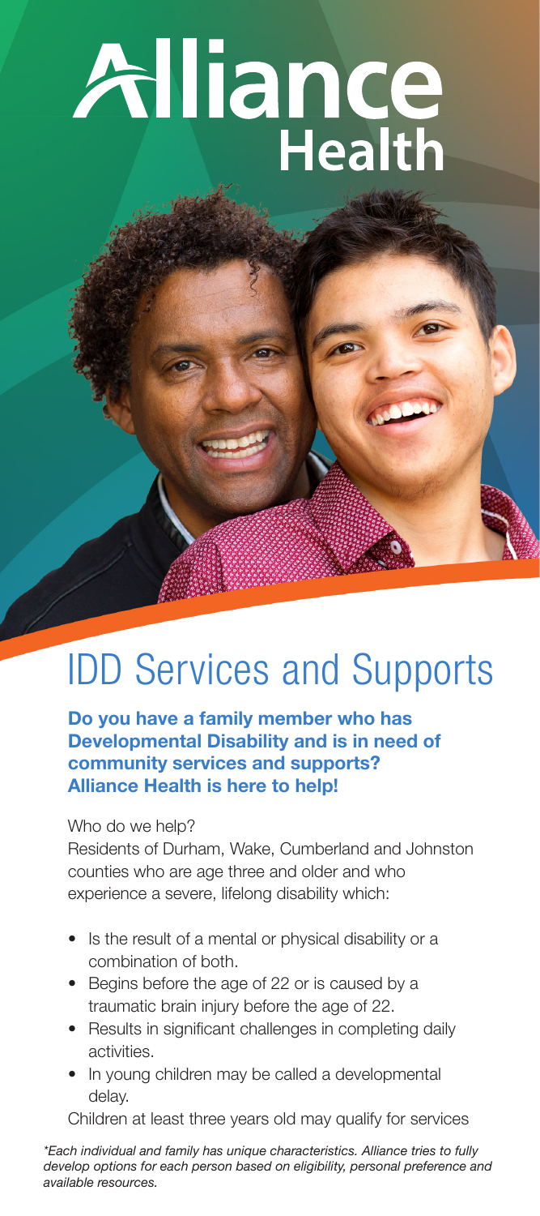# Alliance Health

## IDD Services and Supports

**Do you have a family member who has Developmental Disability and is in need of community services and supports? Alliance Health is here to help!**

Who do we help?

Residents of Durham, Wake, Cumberland and Johnston counties who are age three and older and who experience a severe, lifelong disability which:

- Is the result of a mental or physical disability or a combination of both.
- Begins before the age of 22 or is caused by a traumatic brain injury before the age of 22.
- Results in significant challenges in completing daily activities.
- In young children may be called a developmental delay.

Children at least three years old may qualify for services

*\*Each individual and family has unique characteristics. Alliance tries to fully develop options for each person based on eligibility, personal preference and available resources.*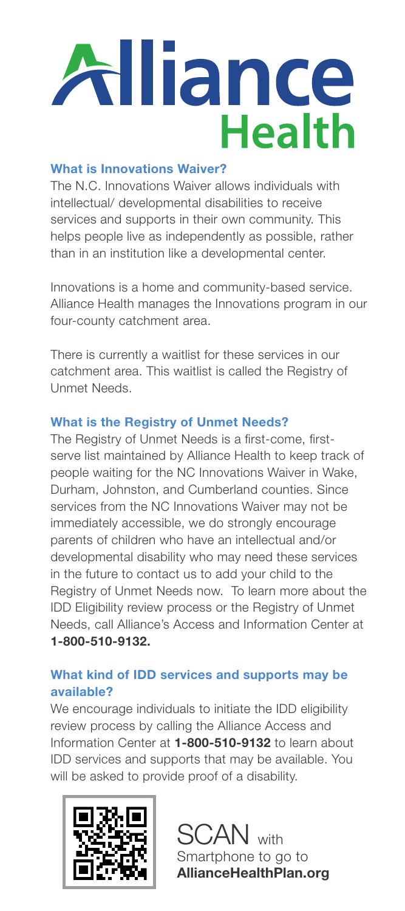# Alliance Health

### What is Innovations Waiver?

The N.C. Innovations Waiver allows individuals with intellectual/ developmental disabilities to receive services and supports in their own community. This helps people live as independently as possible, rather than in an institution like a developmental center.

Innovations is a home and community-based service. Alliance Health manages the Innovations program in our four-county catchment area.

There is currently a waitlist for these services in our catchment area. This waitlist is called the Registry of Unmet Needs.

### What is the Registry of Unmet Needs?

The Registry of Unmet Needs is a first-come, first-serve list maintained by Alliance Health to keep track of people waiting for the NC Innovations Waiver in Wake, Durham, Johnston, and Cumberland counties. Since services from the NC Innovations Waiver may not be immediately accessible, we do strongly encourage parents of children who have an intellectual and/or developmental disability who may need these services in the future to contact us to add your child to the Registry of Unmet Needs now. To learn more about the IDD Eligibility review process or the Registry of Unmet Needs, call Alliance's Access and Information Center at **1-800-510-9132.**

### What kind of IDD services and supports may be available?

We encourage individuals to initiate the IDD eligibility review process by calling the Alliance Access and Information Center at **1-800-510-9132** to learn about IDD services and supports that may be available. You will be asked to provide proof of a disability.

SCAN with Smartphone to go to **AllianceHealthPlan.org**